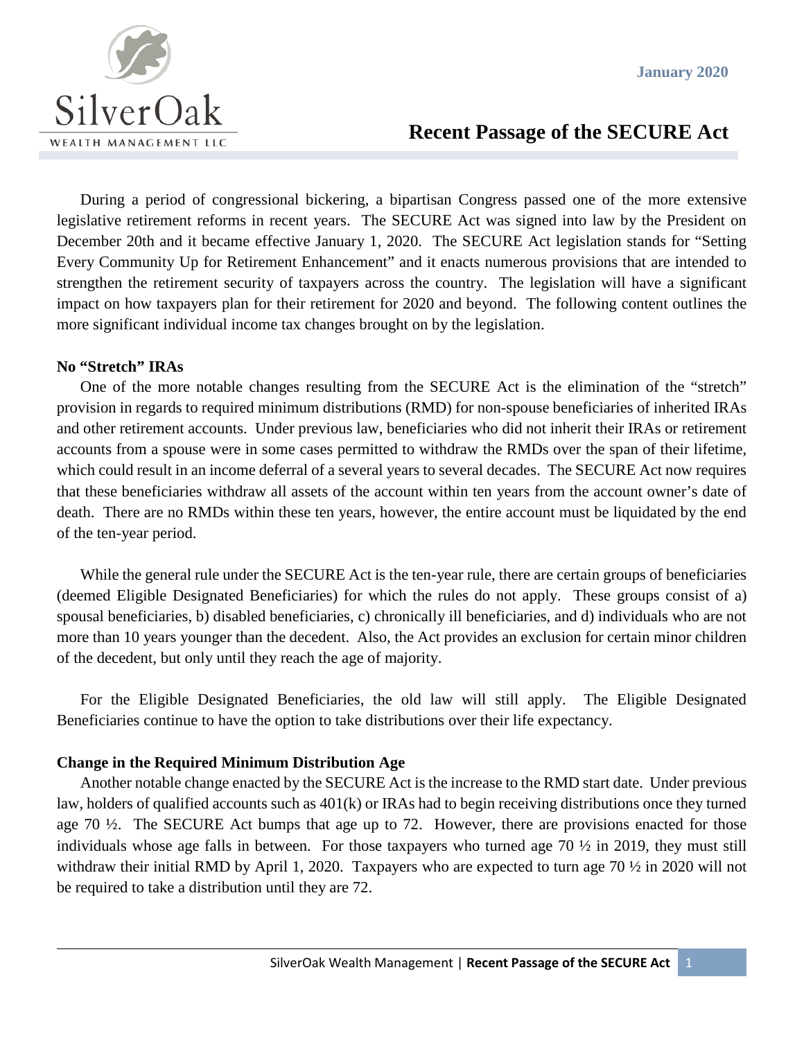SilverOak
WEALTH MANAGEMENT LLC

January 2020

# Recent Passage of the SECURE Act

During a period of congressional bickering, a bipartisan Congress passed one of the more extensive legislative retirement reforms in recent years. The SECURE Act was signed into law by the President on December 20th and it became effective January 1, 2020. The SECURE Act legislation stands for "Setting Every Community Up for Retirement Enhancement" and it enacts numerous provisions that are intended to strengthen the retirement security of taxpayers across the country. The legislation will have a significant impact on how taxpayers plan for their retirement for 2020 and beyond. The following content outlines the more significant individual income tax changes brought on by the legislation.

**No "Stretch" IRAs**

One of the more notable changes resulting from the SECURE Act is the elimination of the "stretch" provision in regards to required minimum distributions (RMD) for non-spouse beneficiaries of inherited IRAs and other retirement accounts. Under previous law, beneficiaries who did not inherit their IRAs or retirement accounts from a spouse were in some cases permitted to withdraw the RMDs over the span of their lifetime, which could result in an income deferral of a several years to several decades. The SECURE Act now requires that these beneficiaries withdraw all assets of the account within ten years from the account owner's date of death. There are no RMDs within these ten years, however, the entire account must be liquidated by the end of the ten-year period.

While the general rule under the SECURE Act is the ten-year rule, there are certain groups of beneficiaries (deemed Eligible Designated Beneficiaries) for which the rules do not apply. These groups consist of a) spousal beneficiaries, b) disabled beneficiaries, c) chronically ill beneficiaries, and d) individuals who are not more than 10 years younger than the decedent. Also, the Act provides an exclusion for certain minor children of the decedent, but only until they reach the age of majority.

For the Eligible Designated Beneficiaries, the old law will still apply. The Eligible Designated Beneficiaries continue to have the option to take distributions over their life expectancy.

**Change in the Required Minimum Distribution Age**

Another notable change enacted by the SECURE Act is the increase to the RMD start date. Under previous law, holders of qualified accounts such as 401(k) or IRAs had to begin receiving distributions once they turned age 70 ½. The SECURE Act bumps that age up to 72. However, there are provisions enacted for those individuals whose age falls in between. For those taxpayers who turned age 70 ½ in 2019, they must still withdraw their initial RMD by April 1, 2020. Taxpayers who are expected to turn age 70 ½ in 2020 will not be required to take a distribution until they are 72.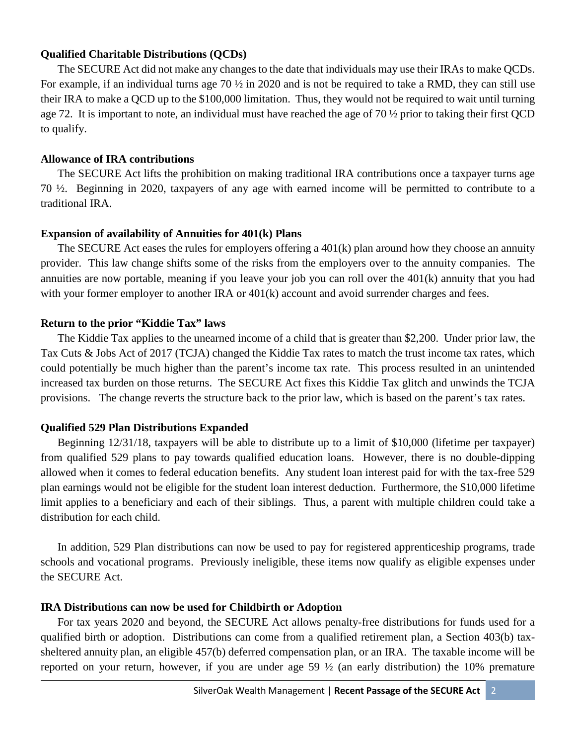**Qualified Charitable Distributions (QCDs)**

The SECURE Act did not make any changes to the date that individuals may use their IRAs to make QCDs. For example, if an individual turns age 70 ½ in 2020 and is not be required to take a RMD, they can still use their IRA to make a QCD up to the $100,000 limitation. Thus, they would not be required to wait until turning age 72. It is important to note, an individual must have reached the age of 70 ½ prior to taking their first QCD to qualify.

**Allowance of IRA contributions**

The SECURE Act lifts the prohibition on making traditional IRA contributions once a taxpayer turns age 70 ½. Beginning in 2020, taxpayers of any age with earned income will be permitted to contribute to a traditional IRA.

**Expansion of availability of Annuities for 401(k) Plans**

The SECURE Act eases the rules for employers offering a 401(k) plan around how they choose an annuity provider. This law change shifts some of the risks from the employers over to the annuity companies. The annuities are now portable, meaning if you leave your job you can roll over the 401(k) annuity that you had with your former employer to another IRA or 401(k) account and avoid surrender charges and fees.

**Return to the prior "Kiddie Tax" laws**

The Kiddie Tax applies to the unearned income of a child that is greater than $2,200. Under prior law, the Tax Cuts & Jobs Act of 2017 (TCJA) changed the Kiddie Tax rates to match the trust income tax rates, which could potentially be much higher than the parent's income tax rate. This process resulted in an unintended increased tax burden on those returns. The SECURE Act fixes this Kiddie Tax glitch and unwinds the TCJA provisions. The change reverts the structure back to the prior law, which is based on the parent's tax rates.

**Qualified 529 Plan Distributions Expanded**

Beginning 12/31/18, taxpayers will be able to distribute up to a limit of $10,000 (lifetime per taxpayer) from qualified 529 plans to pay towards qualified education loans. However, there is no double-dipping allowed when it comes to federal education benefits. Any student loan interest paid for with the tax-free 529 plan earnings would not be eligible for the student loan interest deduction. Furthermore, the $10,000 lifetime limit applies to a beneficiary and each of their siblings. Thus, a parent with multiple children could take a distribution for each child.

In addition, 529 Plan distributions can now be used to pay for registered apprenticeship programs, trade schools and vocational programs. Previously ineligible, these items now qualify as eligible expenses under the SECURE Act.

**IRA Distributions can now be used for Childbirth or Adoption**

For tax years 2020 and beyond, the SECURE Act allows penalty-free distributions for funds used for a qualified birth or adoption. Distributions can come from a qualified retirement plan, a Section 403(b) tax-sheltered annuity plan, an eligible 457(b) deferred compensation plan, or an IRA. The taxable income will be reported on your return, however, if you are under age 59 ½ (an early distribution) the 10% premature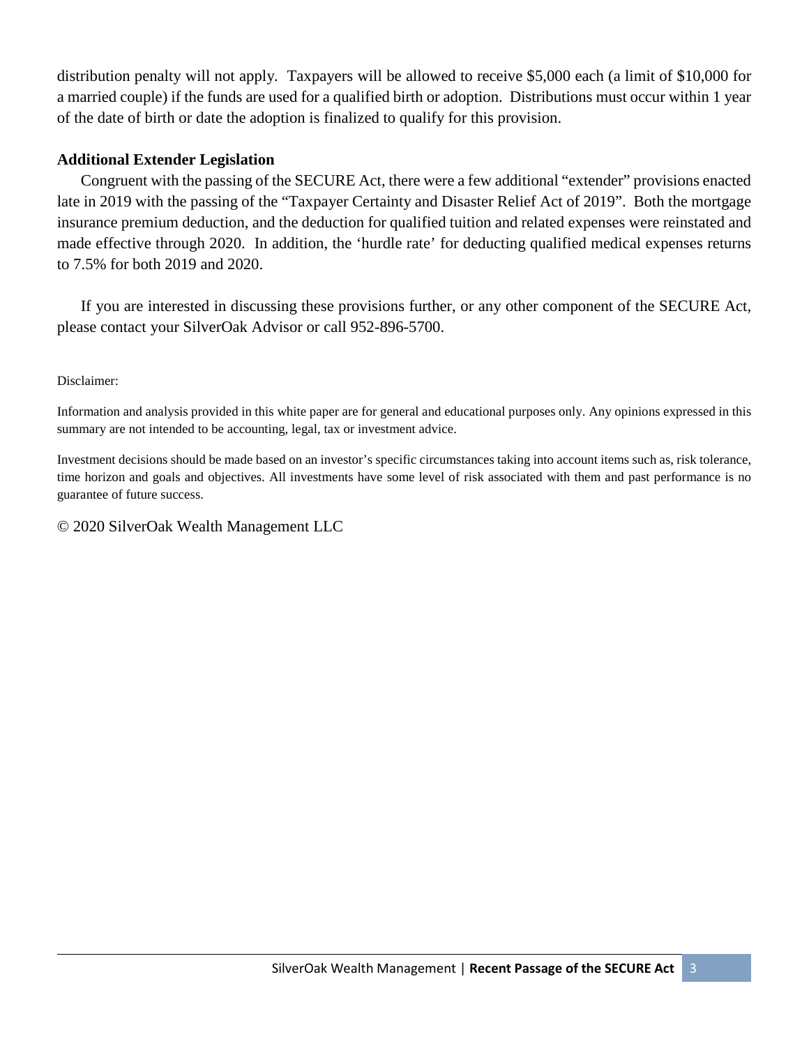distribution penalty will not apply. Taxpayers will be allowed to receive $5,000 each (a limit of $10,000 for a married couple) if the funds are used for a qualified birth or adoption. Distributions must occur within 1 year of the date of birth or date the adoption is finalized to qualify for this provision.

**Additional Extender Legislation**

Congruent with the passing of the SECURE Act, there were a few additional "extender" provisions enacted late in 2019 with the passing of the "Taxpayer Certainty and Disaster Relief Act of 2019". Both the mortgage insurance premium deduction, and the deduction for qualified tuition and related expenses were reinstated and made effective through 2020. In addition, the 'hurdle rate' for deducting qualified medical expenses returns to 7.5% for both 2019 and 2020.

If you are interested in discussing these provisions further, or any other component of the SECURE Act, please contact your SilverOak Advisor or call 952-896-5700.

Disclaimer:

Information and analysis provided in this white paper are for general and educational purposes only. Any opinions expressed in this summary are not intended to be accounting, legal, tax or investment advice.

Investment decisions should be made based on an investor's specific circumstances taking into account items such as, risk tolerance, time horizon and goals and objectives. All investments have some level of risk associated with them and past performance is no guarantee of future success.

© 2020 SilverOak Wealth Management LLC